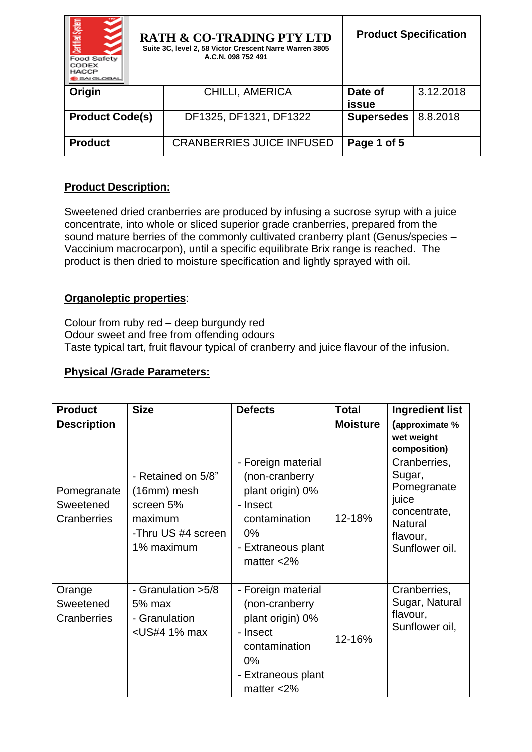| **RATH & CO-TRADING PTY LTD**<br>Suite 3C, level 2, 58 Victor Crescent Narre Warren 3805<br>A.C.N. 098 752 491 | | **Product Specification** | |
|---|---|---|---|
| **Origin** | CHILLI, AMERICA | **Date of issue** | 3.12.2018 |
| **Product Code(s)** | DF1325, DF1321, DF1322 | **Supersedes** | 8.8.2018 |
| **Product** | CRANBERRIES JUICE INFUSED | **Page 1 of 5** | |

## Product Description:

Sweetened dried cranberries are produced by infusing a sucrose syrup with a juice concentrate, into whole or sliced superior grade cranberries, prepared from the sound mature berries of the commonly cultivated cranberry plant (Genus/species – Vaccinium macrocarpon), until a specific equilibrate Brix range is reached. The product is then dried to moisture specification and lightly sprayed with oil.

## Organoleptic properties:

Colour from ruby red – deep burgundy red
Odour sweet and free from offending odours
Taste typical tart, fruit flavour typical of cranberry and juice flavour of the infusion.

## Physical /Grade Parameters:

| Product Description | Size | Defects | Total Moisture | Ingredient list (approximate % wet weight composition) |
|---|---|---|---|---|
| Pomegranate Sweetened Cranberries | - Retained on 5/8" (16mm) mesh screen 5% maximum<br>-Thru US #4 screen 1% maximum | - Foreign material (non-cranberry plant origin) 0%<br>- Insect contamination 0%<br>- Extraneous plant matter <2% | 12-18% | Cranberries, Sugar, Pomegranate juice concentrate, Natural flavour, Sunflower oil. |
| Orange Sweetened Cranberries | - Granulation >5/8 5% max<br>- Granulation <US#4 1% max | - Foreign material (non-cranberry plant origin) 0%<br>- Insect contamination 0%<br>- Extraneous plant matter <2% | 12-16% | Cranberries, Sugar, Natural flavour, Sunflower oil, |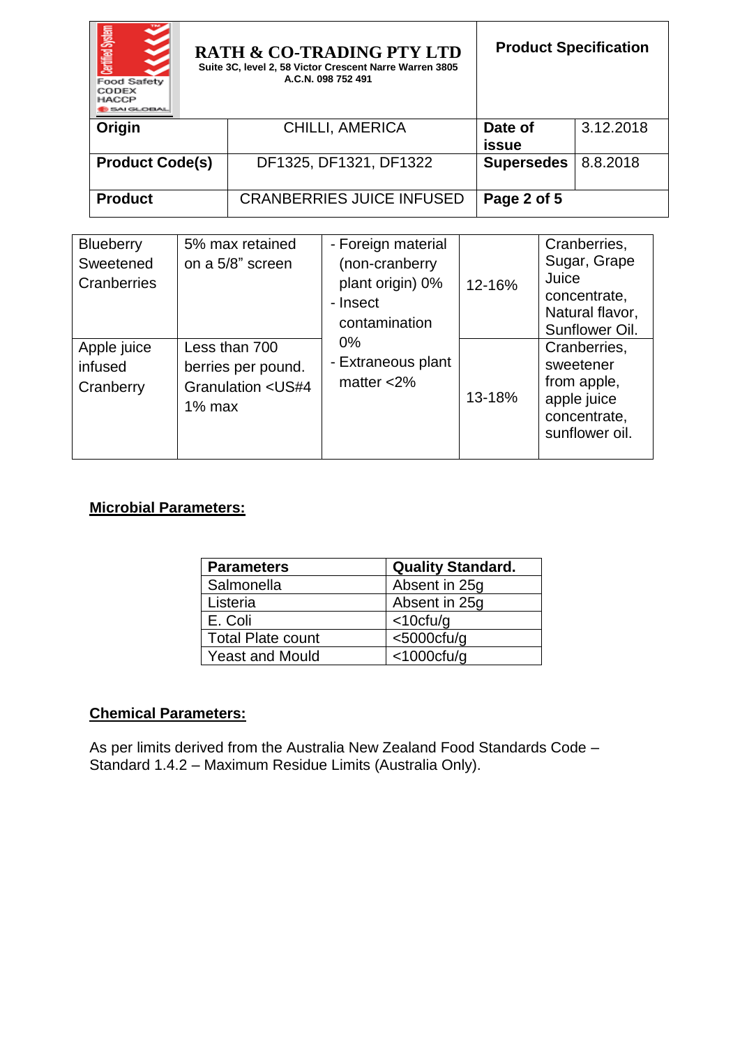| **RATH & CO-TRADING PTY LTD** Suite 3C, level 2, 58 Victor Crescent Narre Warren 3805 A.C.N. 098 752 491 | | **Product Specification** | |
|---|---|---|---|
| **Origin** | CHILLI, AMERICA | **Date of issue** | 3.12.2018 |
| **Product Code(s)** | DF1325, DF1321, DF1322 | **Supersedes** | 8.8.2018 |
| **Product** | CRANBERRIES JUICE INFUSED | | |

| | | | | |
|---|---|---|---|---|
| Blueberry Sweetened Cranberries | 5% max retained on a 5/8" screen | - Foreign material (non-cranberry plant origin) 0%<br>- Insect contamination 0%<br>- Extraneous plant matter <2% | 12-16% | Cranberries, Sugar, Grape Juice concentrate, Natural flavor, Sunflower Oil. |
| Apple juice infused Cranberry | Less than 700 berries per pound. Granulation <US#4 1% max | | 13-18% | Cranberries, sweetener from apple, apple juice concentrate, sunflower oil. |

**Microbial Parameters:**

| **Parameters** | **Quality Standard.** |
|---|---|
| Salmonella | Absent in 25g |
| Listeria | Absent in 25g |
| E. Coli | <10cfu/g |
| Total Plate count | <5000cfu/g |
| Yeast and Mould | <1000cfu/g |

**Chemical Parameters:**

As per limits derived from the Australia New Zealand Food Standards Code – Standard 1.4.2 – Maximum Residue Limits (Australia Only).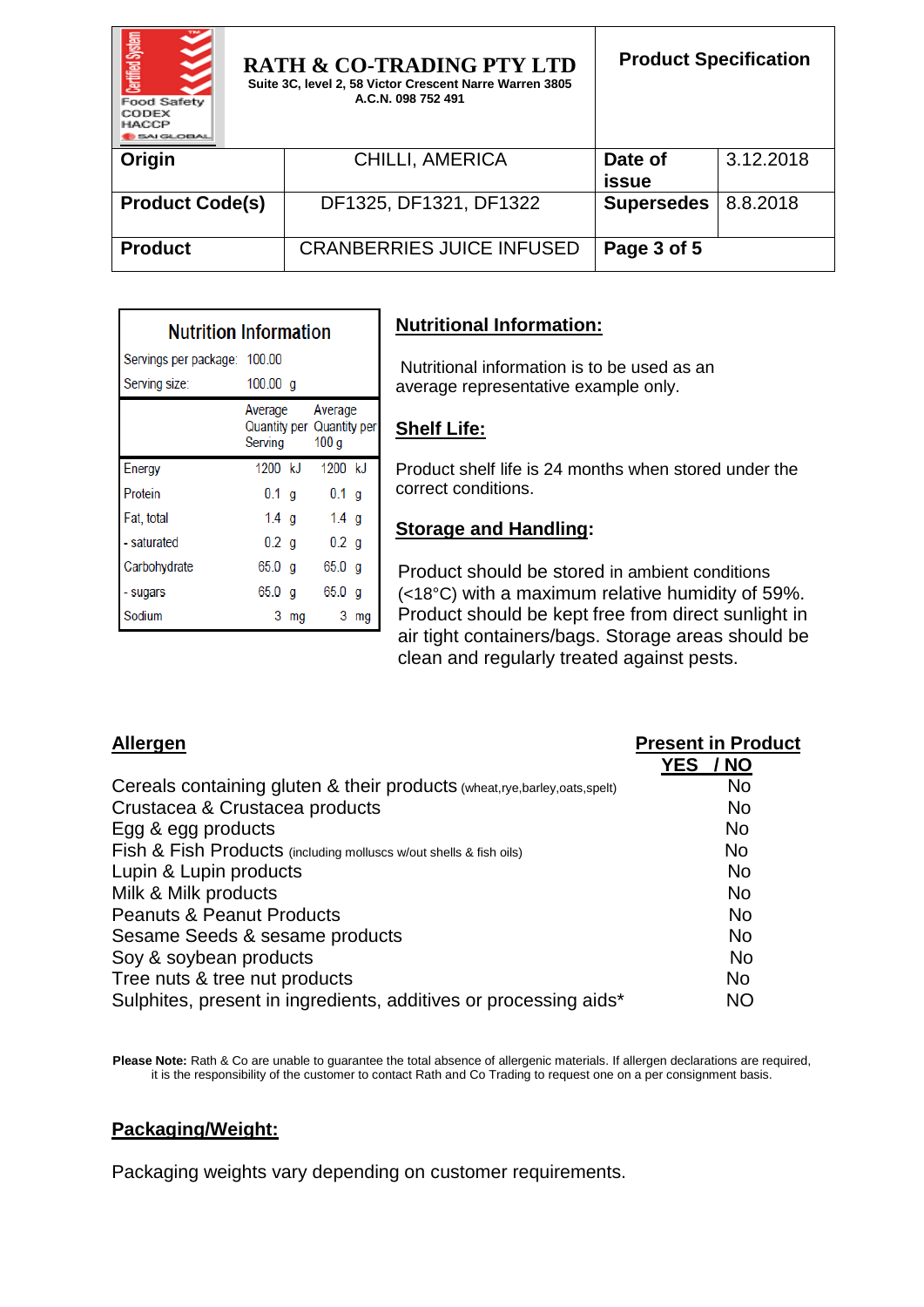| Food Safety CODEX HACCP | **RATH & CO-TRADING PTY LTD** Suite 3C, level 2, 58 Victor Crescent Narre Warren 3805 A.C.N. 098 752 491 | **Product Specification** | |
|---|---|---|---|
| **Origin** | CHILLI, AMERICA | **Date of issue** | 3.12.2018 |
| **Product Code(s)** | DF1325, DF1321, DF1322 | **Supersedes** | 8.8.2018 |
| **Product** | CRANBERRIES JUICE INFUSED | **Page 3 of 5** | |

**Nutrition Information**

Servings per package: 100.00

Serving size: 100.00 g

| | Average Quantity per Serving | Average Quantity per 100 g |
|---|---|---|
| Energy | 1200 kJ | 1200 kJ |
| Protein | 0.1 g | 0.1 g |
| Fat, total | 1.4 g | 1.4 g |
| - saturated | 0.2 g | 0.2 g |
| Carbohydrate | 65.0 g | 65.0 g |
| - sugars | 65.0 g | 65.0 g |
| Sodium | 3 mg | 3 mg |

## Nutritional Information:

Nutritional information is to be used as an average representative example only.

## Shelf Life:

Product shelf life is 24 months when stored under the correct conditions.

## Storage and Handling:

Product should be stored in ambient conditions (<18°C) with a maximum relative humidity of 59%. Product should be kept free from direct sunlight in air tight containers/bags. Storage areas should be clean and regularly treated against pests.

| Allergen | Present in Product YES / NO |
|---|---|
| Cereals containing gluten & their products (wheat,rye,barley,oats,spelt) | No |
| Crustacea & Crustacea products | No |
| Egg & egg products | No |
| Fish & Fish Products (including molluscs w/out shells & fish oils) | No |
| Lupin & Lupin products | No |
| Milk & Milk products | No |
| Peanuts & Peanut Products | No |
| Sesame Seeds & sesame products | No |
| Soy & soybean products | No |
| Tree nuts & tree nut products | No |
| Sulphites, present in ingredients, additives or processing aids* | NO |

**Please Note:** Rath & Co are unable to guarantee the total absence of allergenic materials. If allergen declarations are required, it is the responsibility of the customer to contact Rath and Co Trading to request one on a per consignment basis.

## Packaging/Weight:

Packaging weights vary depending on customer requirements.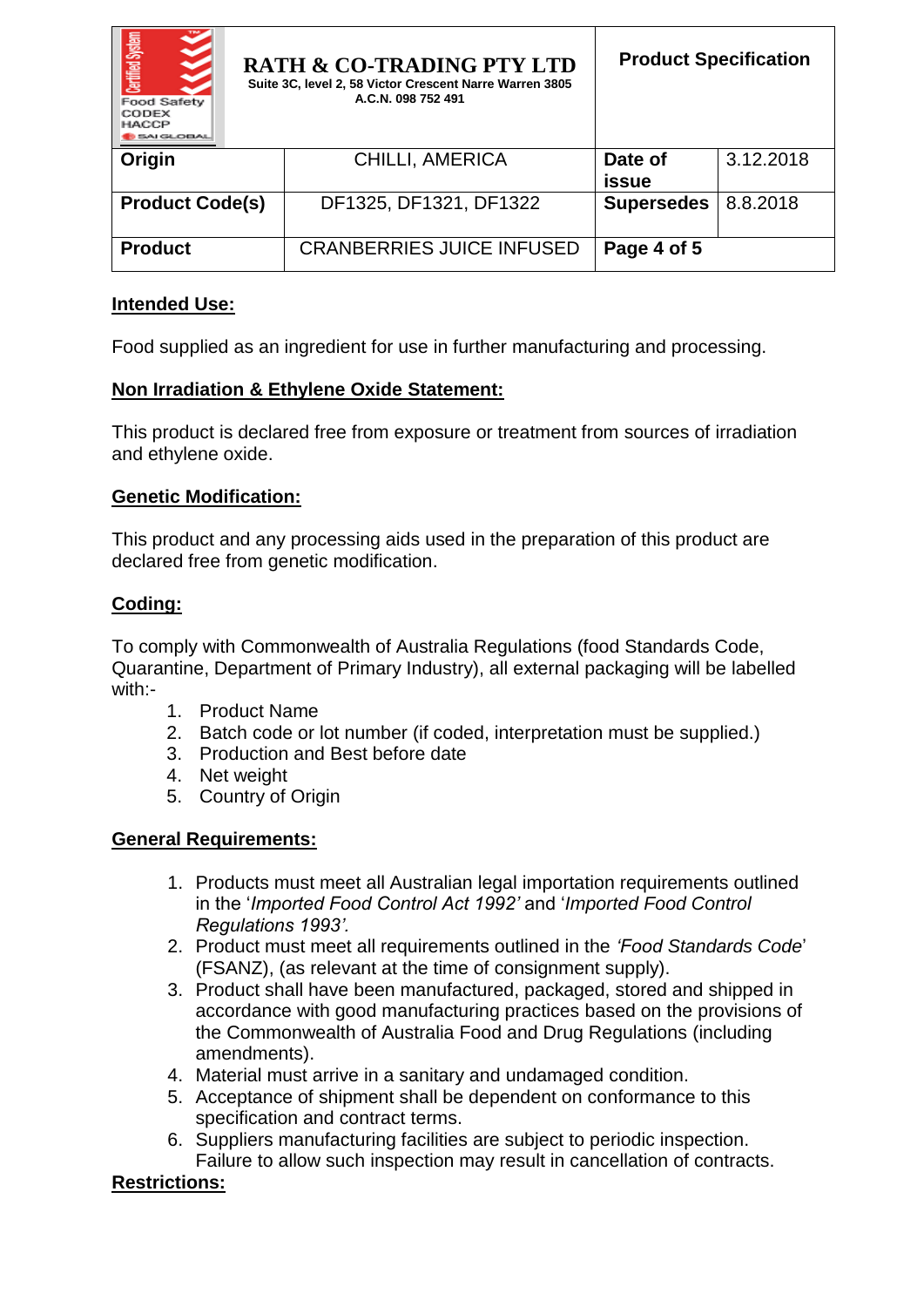| **RATH & CO-TRADING PTY LTD**<br>Suite 3C, level 2, 58 Victor Crescent Narre Warren 3805<br>A.C.N. 098 752 491 | | **Product Specification** | |
|---|---|---|---|
| **Origin** | CHILLI, AMERICA | **Date of issue** | 3.12.2018 |
| **Product Code(s)** | DF1325, DF1321, DF1322 | **Supersedes** | 8.8.2018 |
| **Product** | CRANBERRIES JUICE INFUSED | **Page 4 of 5** | |

**Intended Use:**

Food supplied as an ingredient for use in further manufacturing and processing.

**Non Irradiation & Ethylene Oxide Statement:**

This product is declared free from exposure or treatment from sources of irradiation and ethylene oxide.

**Genetic Modification:**

This product and any processing aids used in the preparation of this product are declared free from genetic modification.

**Coding:**

To comply with Commonwealth of Australia Regulations (food Standards Code, Quarantine, Department of Primary Industry), all external packaging will be labelled with:-

1. Product Name
2. Batch code or lot number (if coded, interpretation must be supplied.)
3. Production and Best before date
4. Net weight
5. Country of Origin

**General Requirements:**

1. Products must meet all Australian legal importation requirements outlined in the '*Imported Food Control Act 1992'* and '*Imported Food Control Regulations 1993'.*
2. Product must meet all requirements outlined in the *'Food Standards Code*' (FSANZ), (as relevant at the time of consignment supply).
3. Product shall have been manufactured, packaged, stored and shipped in accordance with good manufacturing practices based on the provisions of the Commonwealth of Australia Food and Drug Regulations (including amendments).
4. Material must arrive in a sanitary and undamaged condition.
5. Acceptance of shipment shall be dependent on conformance to this specification and contract terms.
6. Suppliers manufacturing facilities are subject to periodic inspection. Failure to allow such inspection may result in cancellation of contracts.

**Restrictions:**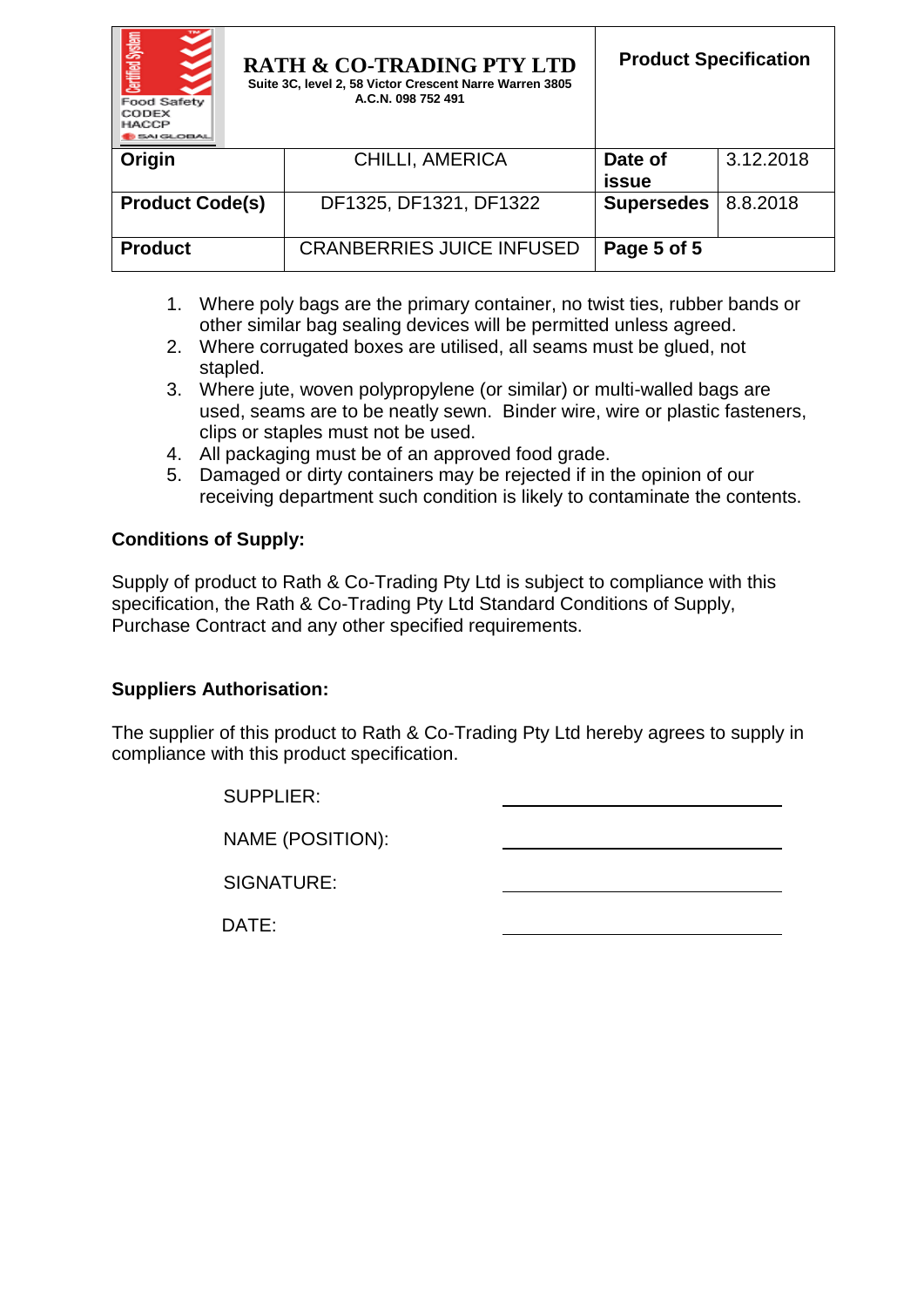| | | | |
|---|---|---|---|
| Food Safety CODEX HACCP SAI GLOBAL | **RATH & CO-TRADING PTY LTD** Suite 3C, level 2, 58 Victor Crescent Narre Warren 3805 A.C.N. 098 752 491 | **Product Specification** | |
| **Origin** | CHILLI, AMERICA | **Date of issue** | 3.12.2018 |
| **Product Code(s)** | DF1325, DF1321, DF1322 | **Supersedes** | 8.8.2018 |
| **Product** | CRANBERRIES JUICE INFUSED | **Page 5 of 5** | |

1. Where poly bags are the primary container, no twist ties, rubber bands or other similar bag sealing devices will be permitted unless agreed.
2. Where corrugated boxes are utilised, all seams must be glued, not stapled.
3. Where jute, woven polypropylene (or similar) or multi-walled bags are used, seams are to be neatly sewn. Binder wire, wire or plastic fasteners, clips or staples must not be used.
4. All packaging must be of an approved food grade.
5. Damaged or dirty containers may be rejected if in the opinion of our receiving department such condition is likely to contaminate the contents.

**Conditions of Supply:**

Supply of product to Rath & Co-Trading Pty Ltd is subject to compliance with this specification, the Rath & Co-Trading Pty Ltd Standard Conditions of Supply, Purchase Contract and any other specified requirements.

**Suppliers Authorisation:**

The supplier of this product to Rath & Co-Trading Pty Ltd hereby agrees to supply in compliance with this product specification.

SUPPLIER: ______________________

NAME (POSITION): ______________________

SIGNATURE: ______________________

DATE: ______________________